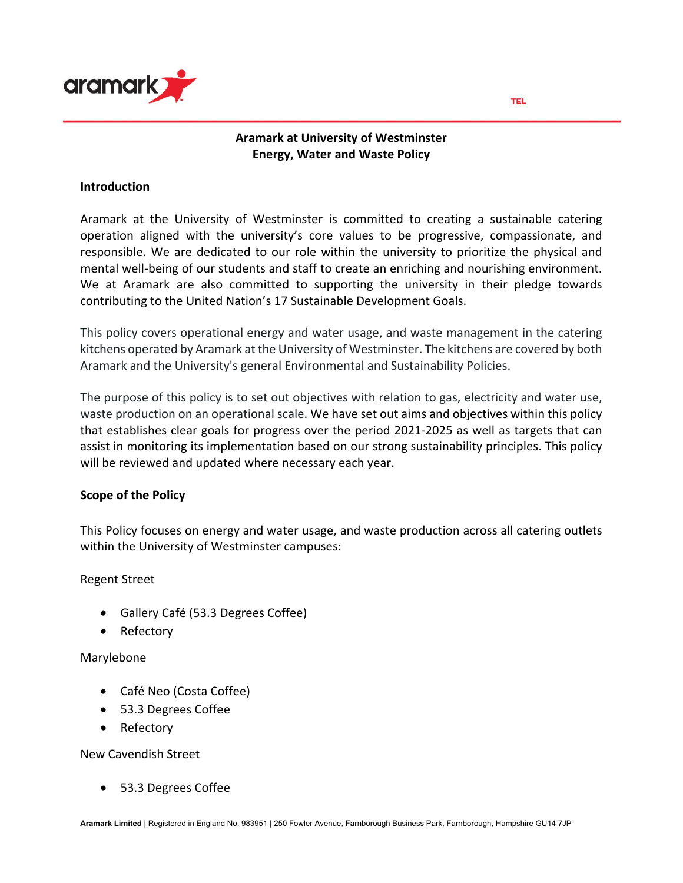# Aramark at University of Westminster
# Energy, Water and Waste Policy

## Introduction

Aramark at the University of Westminster is committed to creating a sustainable catering operation aligned with the university's core values to be progressive, compassionate, and responsible. We are dedicated to our role within the university to prioritize the physical and mental well-being of our students and staff to create an enriching and nourishing environment. We at Aramark are also committed to supporting the university in their pledge towards contributing to the United Nation's 17 Sustainable Development Goals.

This policy covers operational energy and water usage, and waste management in the catering kitchens operated by Aramark at the University of Westminster. The kitchens are covered by both Aramark and the University's general Environmental and Sustainability Policies.

The purpose of this policy is to set out objectives with relation to gas, electricity and water use, waste production on an operational scale. We have set out aims and objectives within this policy that establishes clear goals for progress over the period 2021-2025 as well as targets that can assist in monitoring its implementation based on our strong sustainability principles. This policy will be reviewed and updated where necessary each year.

## Scope of the Policy

This Policy focuses on energy and water usage, and waste production across all catering outlets within the University of Westminster campuses:

Regent Street

- Gallery Café (53.3 Degrees Coffee)
- Refectory

Marylebone

- Café Neo (Costa Coffee)
- 53.3 Degrees Coffee
- Refectory

New Cavendish Street

- 53.3 Degrees Coffee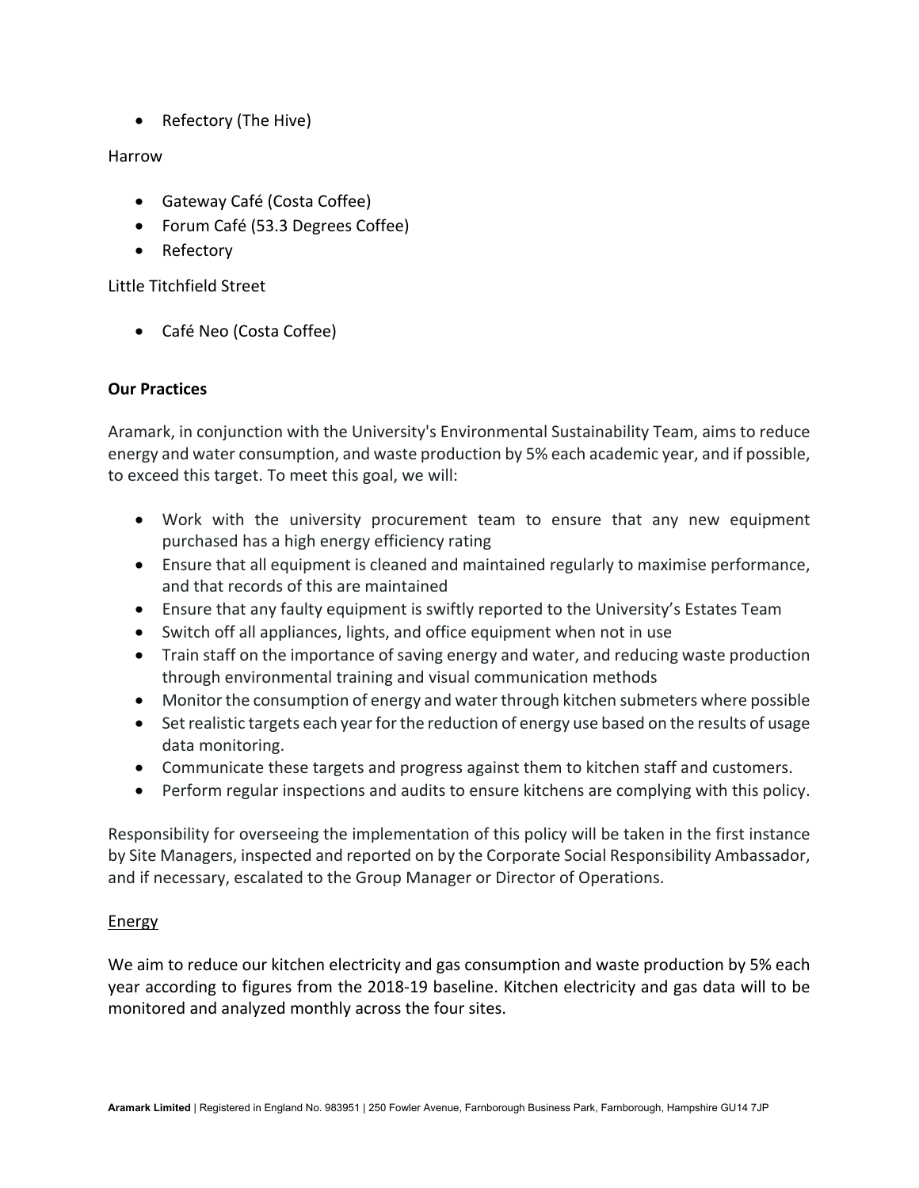- Refectory (The Hive)

Harrow

- Gateway Café (Costa Coffee)
- Forum Café (53.3 Degrees Coffee)
- Refectory

Little Titchfield Street

- Café Neo (Costa Coffee)

**Our Practices**

Aramark, in conjunction with the University's Environmental Sustainability Team, aims to reduce energy and water consumption, and waste production by 5% each academic year, and if possible, to exceed this target. To meet this goal, we will:

- Work with the university procurement team to ensure that any new equipment purchased has a high energy efficiency rating
- Ensure that all equipment is cleaned and maintained regularly to maximise performance, and that records of this are maintained
- Ensure that any faulty equipment is swiftly reported to the University's Estates Team
- Switch off all appliances, lights, and office equipment when not in use
- Train staff on the importance of saving energy and water, and reducing waste production through environmental training and visual communication methods
- Monitor the consumption of energy and water through kitchen submeters where possible
- Set realistic targets each year for the reduction of energy use based on the results of usage data monitoring.
- Communicate these targets and progress against them to kitchen staff and customers.
- Perform regular inspections and audits to ensure kitchens are complying with this policy.

Responsibility for overseeing the implementation of this policy will be taken in the first instance by Site Managers, inspected and reported on by the Corporate Social Responsibility Ambassador, and if necessary, escalated to the Group Manager or Director of Operations.

<u>Energy</u>

We aim to reduce our kitchen electricity and gas consumption and waste production by 5% each year according to figures from the 2018-19 baseline. Kitchen electricity and gas data will to be monitored and analyzed monthly across the four sites.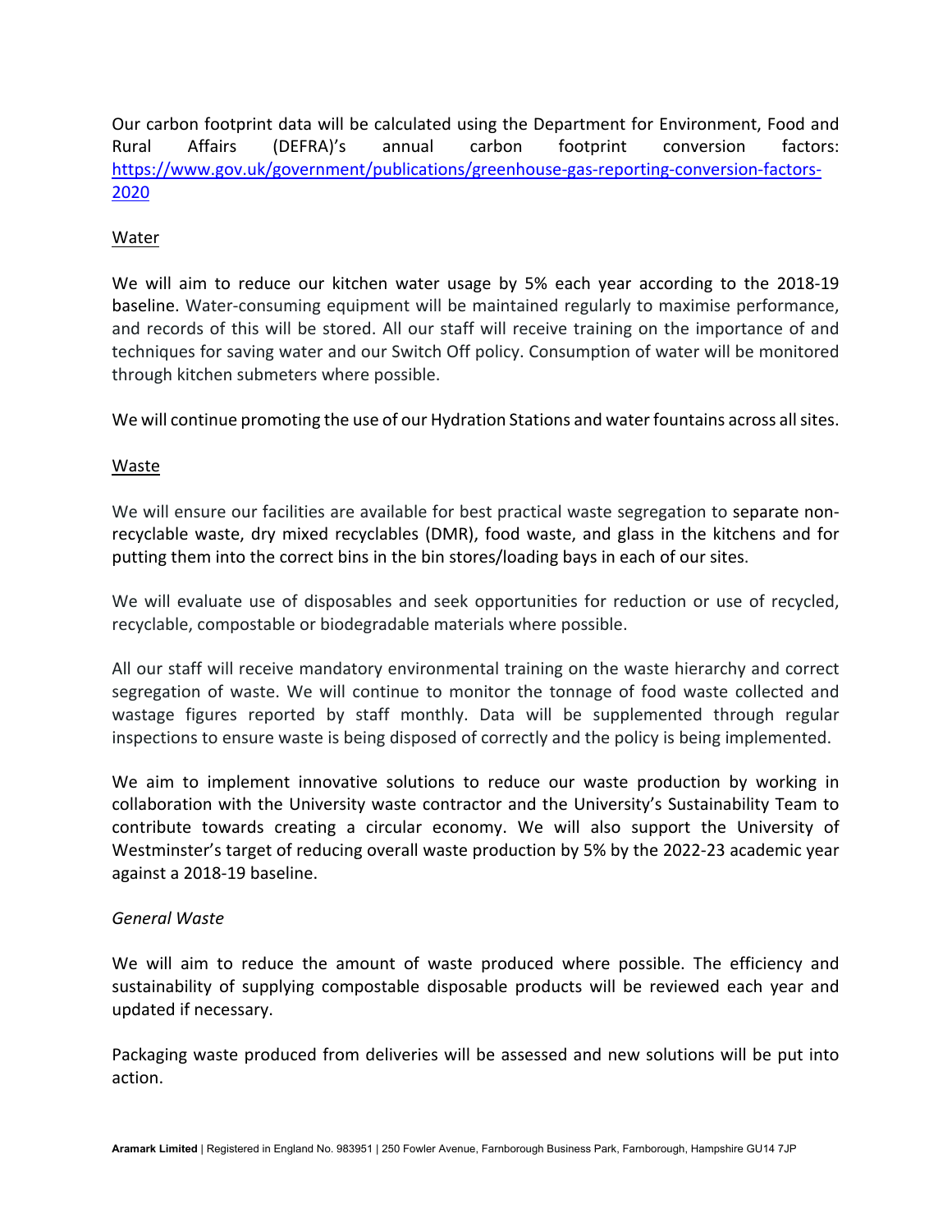Our carbon footprint data will be calculated using the Department for Environment, Food and Rural Affairs (DEFRA)'s annual carbon footprint conversion factors: https://www.gov.uk/government/publications/greenhouse-gas-reporting-conversion-factors-2020

Water

We will aim to reduce our kitchen water usage by 5% each year according to the 2018-19 baseline. Water-consuming equipment will be maintained regularly to maximise performance, and records of this will be stored. All our staff will receive training on the importance of and techniques for saving water and our Switch Off policy. Consumption of water will be monitored through kitchen submeters where possible.

We will continue promoting the use of our Hydration Stations and water fountains across all sites.

Waste

We will ensure our facilities are available for best practical waste segregation to separate non-recyclable waste, dry mixed recyclables (DMR), food waste, and glass in the kitchens and for putting them into the correct bins in the bin stores/loading bays in each of our sites.

We will evaluate use of disposables and seek opportunities for reduction or use of recycled, recyclable, compostable or biodegradable materials where possible.

All our staff will receive mandatory environmental training on the waste hierarchy and correct segregation of waste. We will continue to monitor the tonnage of food waste collected and wastage figures reported by staff monthly. Data will be supplemented through regular inspections to ensure waste is being disposed of correctly and the policy is being implemented.

We aim to implement innovative solutions to reduce our waste production by working in collaboration with the University waste contractor and the University's Sustainability Team to contribute towards creating a circular economy. We will also support the University of Westminster's target of reducing overall waste production by 5% by the 2022-23 academic year against a 2018-19 baseline.

*General Waste*

We will aim to reduce the amount of waste produced where possible. The efficiency and sustainability of supplying compostable disposable products will be reviewed each year and updated if necessary.

Packaging waste produced from deliveries will be assessed and new solutions will be put into action.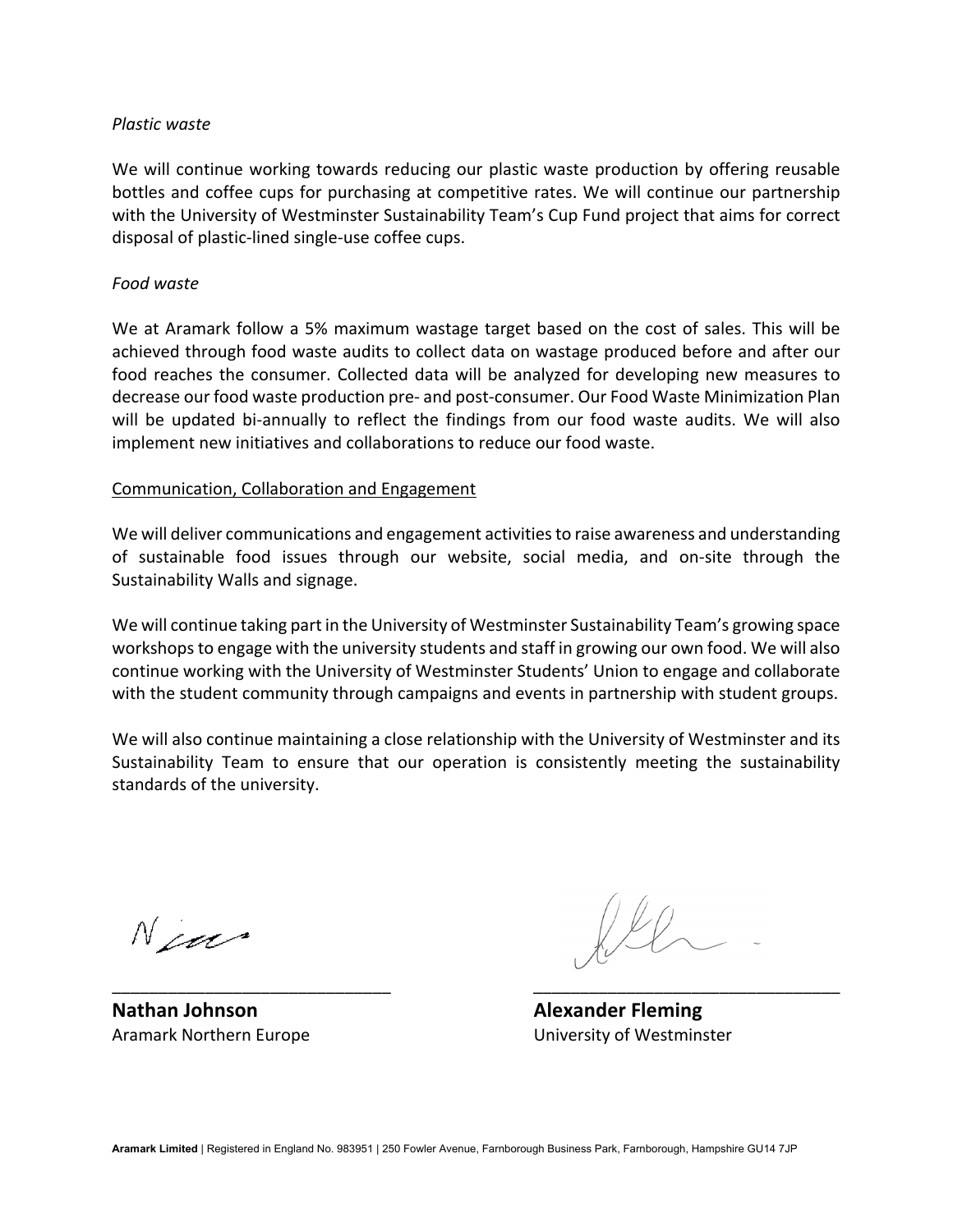*Plastic waste*

We will continue working towards reducing our plastic waste production by offering reusable bottles and coffee cups for purchasing at competitive rates. We will continue our partnership with the University of Westminster Sustainability Team's Cup Fund project that aims for correct disposal of plastic-lined single-use coffee cups.

*Food waste*

We at Aramark follow a 5% maximum wastage target based on the cost of sales. This will be achieved through food waste audits to collect data on wastage produced before and after our food reaches the consumer. Collected data will be analyzed for developing new measures to decrease our food waste production pre- and post-consumer. Our Food Waste Minimization Plan will be updated bi-annually to reflect the findings from our food waste audits. We will also implement new initiatives and collaborations to reduce our food waste.

<u>Communication, Collaboration and Engagement</u>

We will deliver communications and engagement activities to raise awareness and understanding of sustainable food issues through our website, social media, and on-site through the Sustainability Walls and signage.

We will continue taking part in the University of Westminster Sustainability Team's growing space workshops to engage with the university students and staff in growing our own food. We will also continue working with the University of Westminster Students' Union to engage and collaborate with the student community through campaigns and events in partnership with student groups.

We will also continue maintaining a close relationship with the University of Westminster and its Sustainability Team to ensure that our operation is consistently meeting the sustainability standards of the university.

______________________________

**Nathan Johnson**
Aramark Northern Europe

______________________________

**Alexander Fleming**
University of Westminster

**Aramark Limited** | Registered in England No. 983951 | 250 Fowler Avenue, Farnborough Business Park, Farnborough, Hampshire GU14 7JP